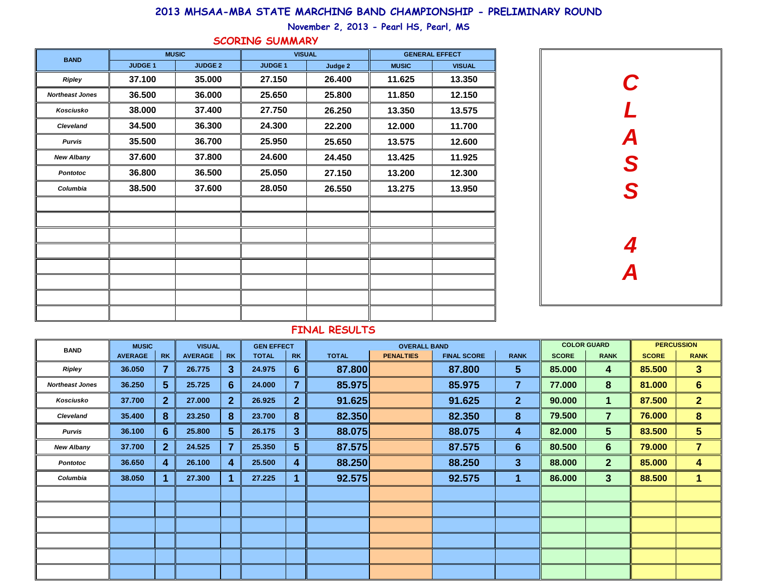# 2013 MHSAA-MBA STATE MARCHING BAND CHAMPIONSHIP - PRELIMINARY ROUND

November 2, 2013 - Pearl HS, Pearl, MS

## SCORING SUMMARY

**CLASS 4A**

| BAND | MUSIC | | VISUAL | | GENERAL EFFECT | |
|---|---|---|---|---|---|---|
| | JUDGE 1 | JUDGE 2 | JUDGE 1 | Judge 2 | MUSIC | VISUAL |
| Ripley | 37.100 | 35.000 | 27.150 | 26.400 | 11.625 | 13.350 |
| Northeast Jones | 36.500 | 36.000 | 25.650 | 25.800 | 11.850 | 12.150 |
| Kosciusko | 38.000 | 37.400 | 27.750 | 26.250 | 13.350 | 13.575 |
| Cleveland | 34.500 | 36.300 | 24.300 | 22.200 | 12.000 | 11.700 |
| Purvis | 35.500 | 36.700 | 25.950 | 25.650 | 13.575 | 12.600 |
| New Albany | 37.600 | 37.800 | 24.600 | 24.450 | 13.425 | 11.925 |
| Pontotoc | 36.800 | 36.500 | 25.050 | 27.150 | 13.200 | 12.300 |
| Columbia | 38.500 | 37.600 | 28.050 | 26.550 | 13.275 | 13.950 |

## FINAL RESULTS

| BAND | MUSIC | | VISUAL | | GEN EFFECT | | OVERALL BAND | | | | COLOR GUARD | | PERCUSSION | |
|---|---|---|---|---|---|---|---|---|---|---|---|---|---|---|
| | AVERAGE | RK | AVERAGE | RK | TOTAL | RK | TOTAL | PENALTIES | FINAL SCORE | RANK | SCORE | RANK | SCORE | RANK |
| Ripley | 36.050 | 7 | 26.775 | 3 | 24.975 | 6 | 87.800 | | 87.800 | 5 | 85.000 | 4 | 85.500 | 3 |
| Northeast Jones | 36.250 | 5 | 25.725 | 6 | 24.000 | 7 | 85.975 | | 85.975 | 7 | 77.000 | 8 | 81.000 | 6 |
| Kosciusko | 37.700 | 2 | 27.000 | 2 | 26.925 | 2 | 91.625 | | 91.625 | 2 | 90.000 | 1 | 87.500 | 2 |
| Cleveland | 35.400 | 8 | 23.250 | 8 | 23.700 | 8 | 82.350 | | 82.350 | 8 | 79.500 | 7 | 76.000 | 8 |
| Purvis | 36.100 | 6 | 25.800 | 5 | 26.175 | 3 | 88.075 | | 88.075 | 4 | 82.000 | 5 | 83.500 | 5 |
| New Albany | 37.700 | 2 | 24.525 | 7 | 25.350 | 5 | 87.575 | | 87.575 | 6 | 80.500 | 6 | 79.000 | 7 |
| Pontotoc | 36.650 | 4 | 26.100 | 4 | 25.500 | 4 | 88.250 | | 88.250 | 3 | 88.000 | 2 | 85.000 | 4 |
| Columbia | 38.050 | 1 | 27.300 | 1 | 27.225 | 1 | 92.575 | | 92.575 | 1 | 86.000 | 3 | 88.500 | 1 |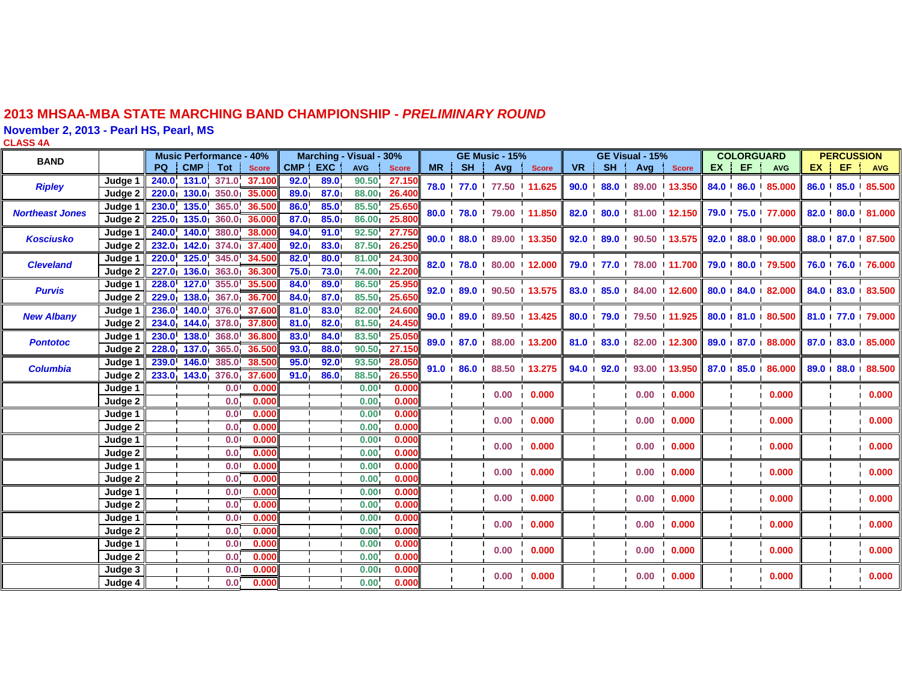# 2013 MHSAA-MBA STATE MARCHING BAND CHAMPIONSHIP - *PRELIMINARY ROUND*

## November 2, 2013 - Pearl HS, Pearl, MS

### CLASS 4A

| BAND | | Music Performance - 40% | | | | Marching - Visual - 30% | | | | GE Music - 15% | | | | GE Visual - 15% | | | | COLORGUARD | | | PERCUSSION | | |
|---|---|---|---|---|---|---|---|---|---|---|---|---|---|---|---|---|---|---|---|---|---|---|---|
| | | PQ | CMP | Tot | Score | CMP | EXC | AVG | Score | MR | SH | Avg | Score | VR | SH | Avg | Score | EX | EF | AVG | EX | EF | AVG |
| *Ripley* | Judge 1 | 240.0 | 131.0 | 371.0 | 37.100 | 92.0 | 89.0 | 90.50 | 27.150 | 78.0 | 77.0 | 77.50 | 11.625 | 90.0 | 88.0 | 89.00 | 13.350 | 84.0 | 86.0 | 85.000 | 86.0 | 85.0 | 85.500 |
| | Judge 2 | 220.0 | 130.0 | 350.0 | 35.000 | 89.0 | 87.0 | 88.00 | 26.400 | | | | | | | | | | | | | | |
| *Northeast Jones* | Judge 1 | 230.0 | 135.0 | 365.0 | 36.500 | 86.0 | 85.0 | 85.50 | 25.650 | 80.0 | 78.0 | 79.00 | 11.850 | 82.0 | 80.0 | 81.00 | 12.150 | 79.0 | 75.0 | 77.000 | 82.0 | 80.0 | 81.000 |
| | Judge 2 | 225.0 | 135.0 | 360.0 | 36.000 | 87.0 | 85.0 | 86.00 | 25.800 | | | | | | | | | | | | | | |
| *Kosciusko* | Judge 1 | 240.0 | 140.0 | 380.0 | 38.000 | 94.0 | 91.0 | 92.50 | 27.750 | 90.0 | 88.0 | 89.00 | 13.350 | 92.0 | 89.0 | 90.50 | 13.575 | 92.0 | 88.0 | 90.000 | 88.0 | 87.0 | 87.500 |
| | Judge 2 | 232.0 | 142.0 | 374.0 | 37.400 | 92.0 | 83.0 | 87.50 | 26.250 | | | | | | | | | | | | | | |
| *Cleveland* | Judge 1 | 220.0 | 125.0 | 345.0 | 34.500 | 82.0 | 80.0 | 81.00 | 24.300 | 82.0 | 78.0 | 80.00 | 12.000 | 79.0 | 77.0 | 78.00 | 11.700 | 79.0 | 80.0 | 79.500 | 76.0 | 76.0 | 76.000 |
| | Judge 2 | 227.0 | 136.0 | 363.0 | 36.300 | 75.0 | 73.0 | 74.00 | 22.200 | | | | | | | | | | | | | | |
| *Purvis* | Judge 1 | 228.0 | 127.0 | 355.0 | 35.500 | 84.0 | 89.0 | 86.50 | 25.950 | 92.0 | 89.0 | 90.50 | 13.575 | 83.0 | 85.0 | 84.00 | 12.600 | 80.0 | 84.0 | 82.000 | 84.0 | 83.0 | 83.500 |
| | Judge 2 | 229.0 | 138.0 | 367.0 | 36.700 | 84.0 | 87.0 | 85.50 | 25.650 | | | | | | | | | | | | | | |
| *New Albany* | Judge 1 | 236.0 | 140.0 | 376.0 | 37.600 | 81.0 | 83.0 | 82.00 | 24.600 | 90.0 | 89.0 | 89.50 | 13.425 | 80.0 | 79.0 | 79.50 | 11.925 | 80.0 | 81.0 | 80.500 | 81.0 | 77.0 | 79.000 |
| | Judge 2 | 234.0 | 144.0 | 378.0 | 37.800 | 81.0 | 82.0 | 81.50 | 24.450 | | | | | | | | | | | | | | |
| *Pontotoc* | Judge 1 | 230.0 | 138.0 | 368.0 | 36.800 | 83.0 | 84.0 | 83.50 | 25.050 | 89.0 | 87.0 | 88.00 | 13.200 | 81.0 | 83.0 | 82.00 | 12.300 | 89.0 | 87.0 | 88.000 | 87.0 | 83.0 | 85.000 |
| | Judge 2 | 228.0 | 137.0 | 365.0 | 36.500 | 93.0 | 88.0 | 90.50 | 27.150 | | | | | | | | | | | | | | |
| *Columbia* | Judge 1 | 239.0 | 146.0 | 385.0 | 38.500 | 95.0 | 92.0 | 93.50 | 28.050 | 91.0 | 86.0 | 88.50 | 13.275 | 94.0 | 92.0 | 93.00 | 13.950 | 87.0 | 85.0 | 86.000 | 89.0 | 88.0 | 88.500 |
| | Judge 2 | 233.0 | 143.0 | 376.0 | 37.600 | 91.0 | 86.0 | 88.50 | 26.550 | | | | | | | | | | | | | | |
| | Judge 1 | | | 0.0 | 0.000 | | | 0.00 | 0.000 | | | 0.00 | 0.000 | | | 0.00 | 0.000 | | | 0.000 | | | 0.000 |
| | Judge 2 | | | 0.0 | 0.000 | | | 0.00 | 0.000 | | | | | | | | | | | | | | |
| | Judge 1 | | | 0.0 | 0.000 | | | 0.00 | 0.000 | | | 0.00 | 0.000 | | | 0.00 | 0.000 | | | 0.000 | | | 0.000 |
| | Judge 2 | | | 0.0 | 0.000 | | | 0.00 | 0.000 | | | | | | | | | | | | | | |
| | Judge 1 | | | 0.0 | 0.000 | | | 0.00 | 0.000 | | | 0.00 | 0.000 | | | 0.00 | 0.000 | | | 0.000 | | | 0.000 |
| | Judge 2 | | | 0.0 | 0.000 | | | 0.00 | 0.000 | | | | | | | | | | | | | | |
| | Judge 1 | | | 0.0 | 0.000 | | | 0.00 | 0.000 | | | 0.00 | 0.000 | | | 0.00 | 0.000 | | | 0.000 | | | 0.000 |
| | Judge 2 | | | 0.0 | 0.000 | | | 0.00 | 0.000 | | | | | | | | | | | | | | |
| | Judge 1 | | | 0.0 | 0.000 | | | 0.00 | 0.000 | | | 0.00 | 0.000 | | | 0.00 | 0.000 | | | 0.000 | | | 0.000 |
| | Judge 2 | | | 0.0 | 0.000 | | | 0.00 | 0.000 | | | | | | | | | | | | | | |
| | Judge 1 | | | 0.0 | 0.000 | | | 0.00 | 0.000 | | | 0.00 | 0.000 | | | 0.00 | 0.000 | | | 0.000 | | | 0.000 |
| | Judge 2 | | | 0.0 | 0.000 | | | 0.00 | 0.000 | | | | | | | | | | | | | | |
| | Judge 1 | | | 0.0 | 0.000 | | | 0.00 | 0.000 | | | 0.00 | 0.000 | | | 0.00 | 0.000 | | | 0.000 | | | 0.000 |
| | Judge 2 | | | 0.0 | 0.000 | | | 0.00 | 0.000 | | | | | | | | | | | | | | |
| | Judge 3 | | | 0.0 | 0.000 | | | 0.00 | 0.000 | | | 0.00 | 0.000 | | | 0.00 | 0.000 | | | 0.000 | | | 0.000 |
| | Judge 4 | | | 0.0 | 0.000 | | | 0.00 | 0.000 | | | | | | | | | | | | | | |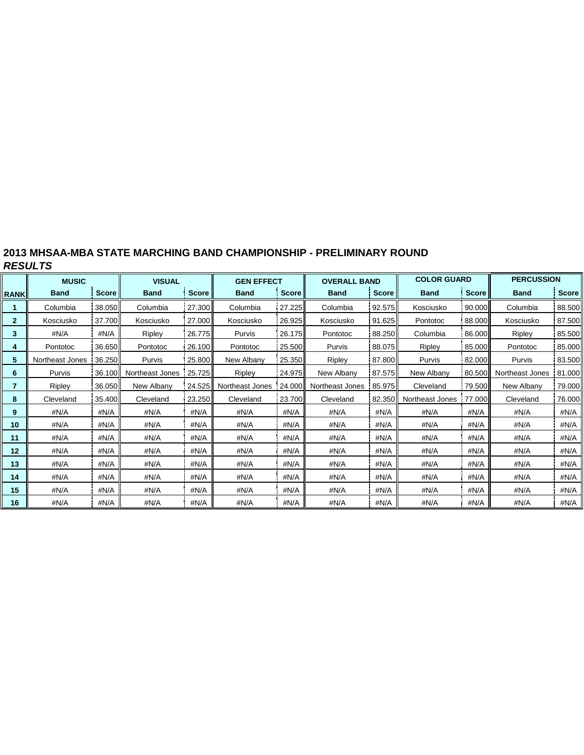# 2013 MHSAA-MBA STATE MARCHING BAND CHAMPIONSHIP - PRELIMINARY ROUND

## *RESULTS*

| | MUSIC | | VISUAL | | GEN EFFECT | | OVERALL BAND | | COLOR GUARD | | PERCUSSION | |
|---|---|---|---|---|---|---|---|---|---|---|---|---|
| **RANK** | **Band** | **Score** | **Band** | **Score** | **Band** | **Score** | **Band** | **Score** | **Band** | **Score** | **Band** | **Score** |
| **1** | Columbia | 38.050 | Columbia | 27.300 | Columbia | 27.225 | Columbia | 92.575 | Kosciusko | 90.000 | Columbia | 88.500 |
| **2** | Kosciusko | 37.700 | Kosciusko | 27.000 | Kosciusko | 26.925 | Kosciusko | 91.625 | Pontotoc | 88.000 | Kosciusko | 87.500 |
| **3** | #N/A | #N/A | Ripley | 26.775 | Purvis | 26.175 | Pontotoc | 88.250 | Columbia | 86.000 | Ripley | 85.500 |
| **4** | Pontotoc | 36.650 | Pontotoc | 26.100 | Pontotoc | 25.500 | Purvis | 88.075 | Ripley | 85.000 | Pontotoc | 85.000 |
| **5** | Northeast Jones | 36.250 | Purvis | 25.800 | New Albany | 25.350 | Ripley | 87.800 | Purvis | 82.000 | Purvis | 83.500 |
| **6** | Purvis | 36.100 | Northeast Jones | 25.725 | Ripley | 24.975 | New Albany | 87.575 | New Albany | 80.500 | Northeast Jones | 81.000 |
| **7** | Ripley | 36.050 | New Albany | 24.525 | Northeast Jones | 24.000 | Northeast Jones | 85.975 | Cleveland | 79.500 | New Albany | 79.000 |
| **8** | Cleveland | 35.400 | Cleveland | 23.250 | Cleveland | 23.700 | Cleveland | 82.350 | Northeast Jones | 77.000 | Cleveland | 76.000 |
| **9** | #N/A | #N/A | #N/A | #N/A | #N/A | #N/A | #N/A | #N/A | #N/A | #N/A | #N/A | #N/A |
| **10** | #N/A | #N/A | #N/A | #N/A | #N/A | #N/A | #N/A | #N/A | #N/A | #N/A | #N/A | #N/A |
| **11** | #N/A | #N/A | #N/A | #N/A | #N/A | #N/A | #N/A | #N/A | #N/A | #N/A | #N/A | #N/A |
| **12** | #N/A | #N/A | #N/A | #N/A | #N/A | #N/A | #N/A | #N/A | #N/A | #N/A | #N/A | #N/A |
| **13** | #N/A | #N/A | #N/A | #N/A | #N/A | #N/A | #N/A | #N/A | #N/A | #N/A | #N/A | #N/A |
| **14** | #N/A | #N/A | #N/A | #N/A | #N/A | #N/A | #N/A | #N/A | #N/A | #N/A | #N/A | #N/A |
| **15** | #N/A | #N/A | #N/A | #N/A | #N/A | #N/A | #N/A | #N/A | #N/A | #N/A | #N/A | #N/A |
| **16** | #N/A | #N/A | #N/A | #N/A | #N/A | #N/A | #N/A | #N/A | #N/A | #N/A | #N/A | #N/A |